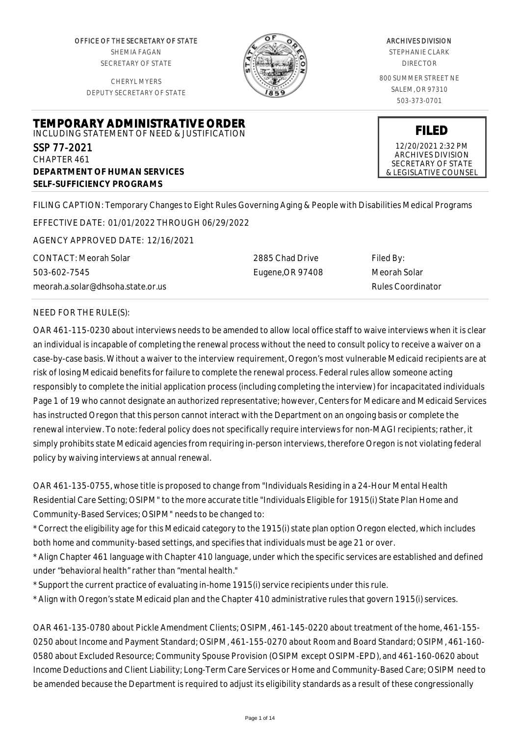OFFICE OF THE SECRETARY OF STATE
SHEMIA FAGAN
SECRETARY OF STATE

CHERYL MYERS
DEPUTY SECRETARY OF STATE

ARCHIVES DIVISION
STEPHANIE CLARK
DIRECTOR

800 SUMMER STREET NE
SALEM, OR 97310
503-373-0701

# TEMPORARY ADMINISTRATIVE ORDER

INCLUDING STATEMENT OF NEED & JUSTIFICATION

**FILED**
12/20/2021 2:32 PM
ARCHIVES DIVISION
SECRETARY OF STATE
& LEGISLATIVE COUNSEL

SSP 77-2021
CHAPTER 461
**DEPARTMENT OF HUMAN SERVICES**
**SELF-SUFFICIENCY PROGRAMS**

FILING CAPTION: Temporary Changes to Eight Rules Governing Aging & People with Disabilities Medical Programs

EFFECTIVE DATE: 01/01/2022 THROUGH 06/29/2022

AGENCY APPROVED DATE: 12/16/2021

CONTACT: Meorah Solar
503-602-7545
meorah.a.solar@dhsoha.state.or.us

2885 Chad Drive
Eugene,OR 97408

Filed By:
Meorah Solar
Rules Coordinator

NEED FOR THE RULE(S):

OAR 461-115-0230 about interviews needs to be amended to allow local office staff to waive interviews when it is clear an individual is incapable of completing the renewal process without the need to consult policy to receive a waiver on a case-by-case basis. Without a waiver to the interview requirement, Oregon's most vulnerable Medicaid recipients are at risk of losing Medicaid benefits for failure to complete the renewal process. Federal rules allow someone acting responsibly to complete the initial application process (including completing the interview) for incapacitated individuals Page 1 of 19 who cannot designate an authorized representative; however, Centers for Medicare and Medicaid Services has instructed Oregon that this person cannot interact with the Department on an ongoing basis or complete the renewal interview. To note: federal policy does not specifically require interviews for non-MAGI recipients; rather, it simply prohibits state Medicaid agencies from requiring in-person interviews, therefore Oregon is not violating federal policy by waiving interviews at annual renewal.

OAR 461-135-0755, whose title is proposed to change from "Individuals Residing in a 24-Hour Mental Health Residential Care Setting; OSIPM" to the more accurate title "Individuals Eligible for 1915(i) State Plan Home and Community-Based Services; OSIPM" needs to be changed to:

* Correct the eligibility age for this Medicaid category to the 1915(i) state plan option Oregon elected, which includes both home and community-based settings, and specifies that individuals must be age 21 or over.
* Align Chapter 461 language with Chapter 410 language, under which the specific services are established and defined under "behavioral health" rather than "mental health."
* Support the current practice of evaluating in-home 1915(i) service recipients under this rule.
* Align with Oregon's state Medicaid plan and the Chapter 410 administrative rules that govern 1915(i) services.

OAR 461-135-0780 about Pickle Amendment Clients; OSIPM, 461-145-0220 about treatment of the home, 461-155-0250 about Income and Payment Standard; OSIPM, 461-155-0270 about Room and Board Standard; OSIPM, 461-160-0580 about Excluded Resource; Community Spouse Provision (OSIPM except OSIPM-EPD), and 461-160-0620 about Income Deductions and Client Liability; Long-Term Care Services or Home and Community-Based Care; OSIPM need to be amended because the Department is required to adjust its eligibility standards as a result of these congressionally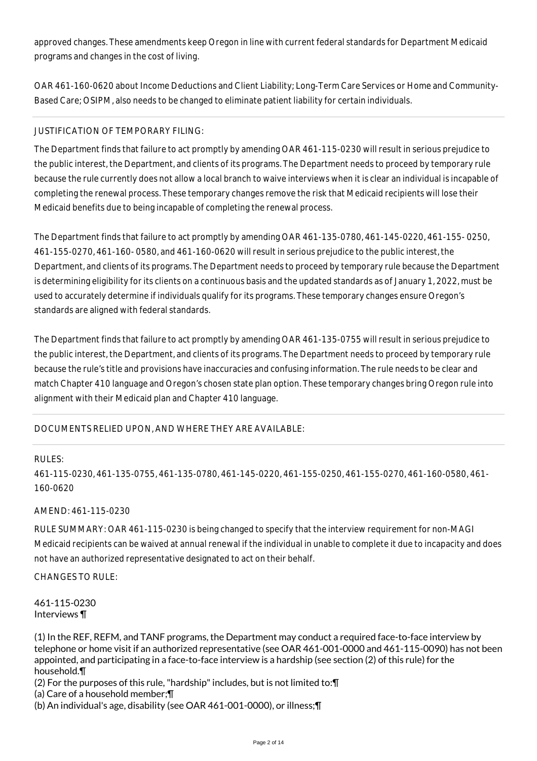approved changes. These amendments keep Oregon in line with current federal standards for Department Medicaid programs and changes in the cost of living.

OAR 461-160-0620 about Income Deductions and Client Liability; Long-Term Care Services or Home and Community-Based Care; OSIPM, also needs to be changed to eliminate patient liability for certain individuals.

JUSTIFICATION OF TEMPORARY FILING:

The Department finds that failure to act promptly by amending OAR 461-115-0230 will result in serious prejudice to the public interest, the Department, and clients of its programs. The Department needs to proceed by temporary rule because the rule currently does not allow a local branch to waive interviews when it is clear an individual is incapable of completing the renewal process. These temporary changes remove the risk that Medicaid recipients will lose their Medicaid benefits due to being incapable of completing the renewal process.

The Department finds that failure to act promptly by amending OAR 461-135-0780, 461-145-0220, 461-155- 0250, 461-155-0270, 461-160- 0580, and 461-160-0620 will result in serious prejudice to the public interest, the Department, and clients of its programs. The Department needs to proceed by temporary rule because the Department is determining eligibility for its clients on a continuous basis and the updated standards as of January 1, 2022, must be used to accurately determine if individuals qualify for its programs. These temporary changes ensure Oregon's standards are aligned with federal standards.

The Department finds that failure to act promptly by amending OAR 461-135-0755 will result in serious prejudice to the public interest, the Department, and clients of its programs. The Department needs to proceed by temporary rule because the rule's title and provisions have inaccuracies and confusing information. The rule needs to be clear and match Chapter 410 language and Oregon's chosen state plan option. These temporary changes bring Oregon rule into alignment with their Medicaid plan and Chapter 410 language.

DOCUMENTS RELIED UPON, AND WHERE THEY ARE AVAILABLE:

RULES:

461-115-0230, 461-135-0755, 461-135-0780, 461-145-0220, 461-155-0250, 461-155-0270, 461-160-0580, 461-160-0620

AMEND: 461-115-0230

RULE SUMMARY: OAR 461-115-0230 is being changed to specify that the interview requirement for non-MAGI Medicaid recipients can be waived at annual renewal if the individual in unable to complete it due to incapacity and does not have an authorized representative designated to act on their behalf.

CHANGES TO RULE:

461-115-0230
Interviews ¶

(1) In the REF, REFM, and TANF programs, the Department may conduct a required face-to-face interview by telephone or home visit if an authorized representative (see OAR 461-001-0000 and 461-115-0090) has not been appointed, and participating in a face-to-face interview is a hardship (see section (2) of this rule) for the household.¶
(2) For the purposes of this rule, "hardship" includes, but is not limited to:¶
(a) Care of a household member;¶
(b) An individual's age, disability (see OAR 461-001-0000), or illness;¶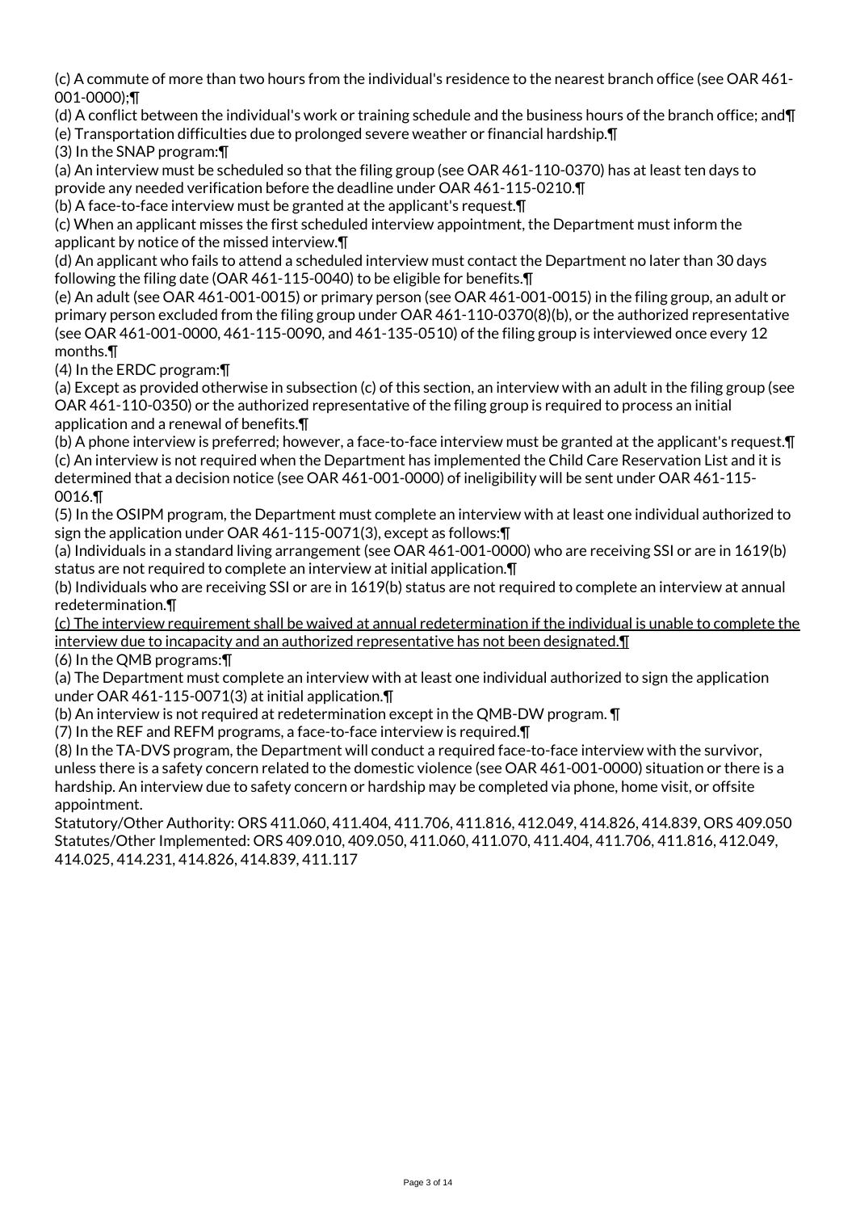(c) A commute of more than two hours from the individual's residence to the nearest branch office (see OAR 461-001-0000);¶

(d) A conflict between the individual's work or training schedule and the business hours of the branch office; and¶

(e) Transportation difficulties due to prolonged severe weather or financial hardship.¶

(3) In the SNAP program:¶

(a) An interview must be scheduled so that the filing group (see OAR 461-110-0370) has at least ten days to provide any needed verification before the deadline under OAR 461-115-0210.¶

(b) A face-to-face interview must be granted at the applicant's request.¶

(c) When an applicant misses the first scheduled interview appointment, the Department must inform the applicant by notice of the missed interview.¶

(d) An applicant who fails to attend a scheduled interview must contact the Department no later than 30 days following the filing date (OAR 461-115-0040) to be eligible for benefits.¶

(e) An adult (see OAR 461-001-0015) or primary person (see OAR 461-001-0015) in the filing group, an adult or primary person excluded from the filing group under OAR 461-110-0370(8)(b), or the authorized representative (see OAR 461-001-0000, 461-115-0090, and 461-135-0510) of the filing group is interviewed once every 12 months.¶

(4) In the ERDC program:¶

(a) Except as provided otherwise in subsection (c) of this section, an interview with an adult in the filing group (see OAR 461-110-0350) or the authorized representative of the filing group is required to process an initial application and a renewal of benefits.¶

(b) A phone interview is preferred; however, a face-to-face interview must be granted at the applicant's request.¶

(c) An interview is not required when the Department has implemented the Child Care Reservation List and it is determined that a decision notice (see OAR 461-001-0000) of ineligibility will be sent under OAR 461-115-0016.¶

(5) In the OSIPM program, the Department must complete an interview with at least one individual authorized to sign the application under OAR 461-115-0071(3), except as follows:¶

(a) Individuals in a standard living arrangement (see OAR 461-001-0000) who are receiving SSI or are in 1619(b) status are not required to complete an interview at initial application.¶

(b) Individuals who are receiving SSI or are in 1619(b) status are not required to complete an interview at annual redetermination.¶

<u>(c) The interview requirement shall be waived at annual redetermination if the individual is unable to complete the interview due to incapacity and an authorized representative has not been designated.¶</u>

(6) In the QMB programs:¶

(a) The Department must complete an interview with at least one individual authorized to sign the application under OAR 461-115-0071(3) at initial application.¶

(b) An interview is not required at redetermination except in the QMB-DW program. ¶

(7) In the REF and REFM programs, a face-to-face interview is required.¶

(8) In the TA-DVS program, the Department will conduct a required face-to-face interview with the survivor, unless there is a safety concern related to the domestic violence (see OAR 461-001-0000) situation or there is a hardship. An interview due to safety concern or hardship may be completed via phone, home visit, or offsite appointment.

Statutory/Other Authority: ORS 411.060, 411.404, 411.706, 411.816, 412.049, 414.826, 414.839, ORS 409.050
Statutes/Other Implemented: ORS 409.010, 409.050, 411.060, 411.070, 411.404, 411.706, 411.816, 412.049, 414.025, 414.231, 414.826, 414.839, 411.117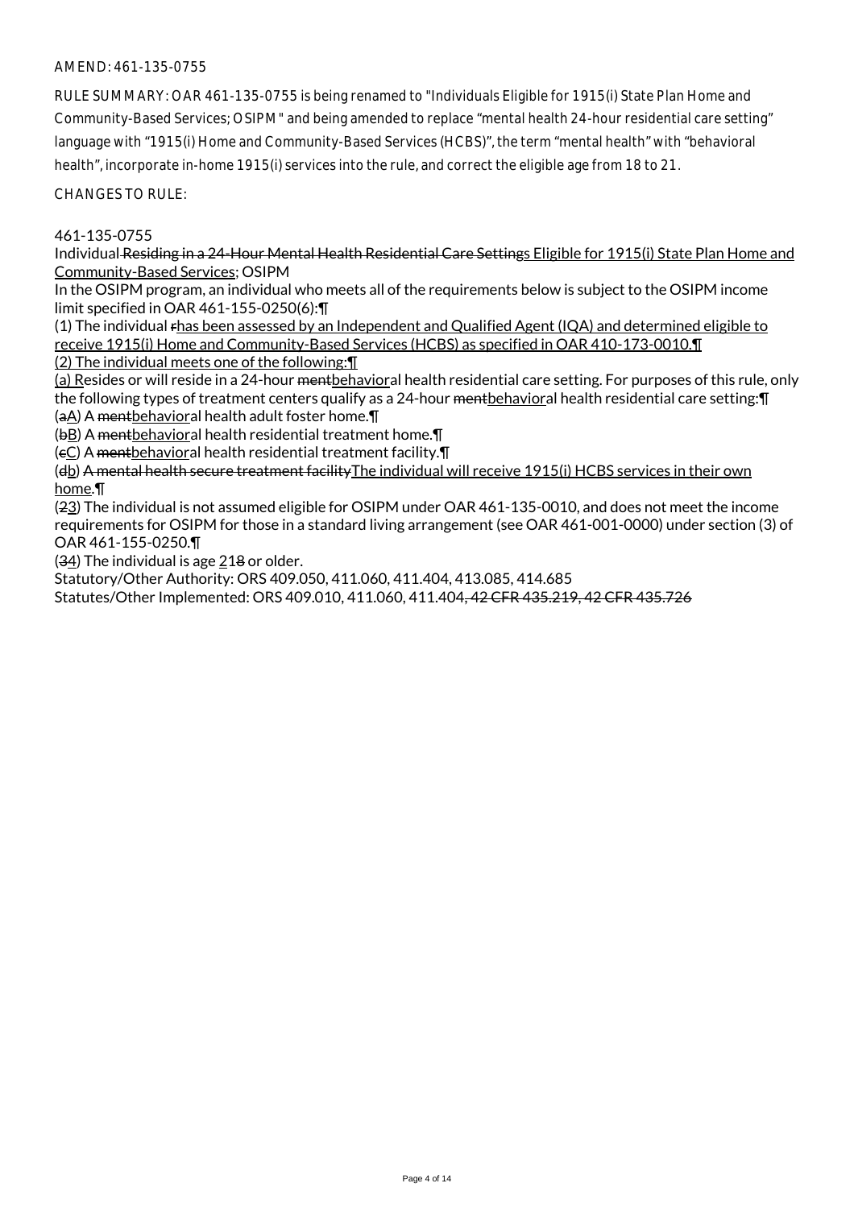AMEND: 461-135-0755

RULE SUMMARY: OAR 461-135-0755 is being renamed to "Individuals Eligible for 1915(i) State Plan Home and Community-Based Services; OSIPM" and being amended to replace "mental health 24-hour residential care setting" language with "1915(i) Home and Community-Based Services (HCBS)", the term "mental health" with "behavioral health", incorporate in-home 1915(i) services into the rule, and correct the eligible age from 18 to 21.

CHANGES TO RULE:

461-135-0755

Individual ~~Residing in a 24-Hour Mental Health Residential Care Setting~~s Eligible for 1915(i) State Plan Home and Community-Based Services; OSIPM

In the OSIPM program, an individual who meets all of the requirements below is subject to the OSIPM income limit specified in OAR 461-155-0250(6):¶

(1) The individual ~~r~~has been assessed by an Independent and Qualified Agent (IQA) and determined eligible to receive 1915(i) Home and Community-Based Services (HCBS) as specified in OAR 410-173-0010.¶

(2) The individual meets one of the following:¶

(a) Resides or will reside in a 24-hour ~~ment~~behavioral health residential care setting. For purposes of this rule, only the following types of treatment centers qualify as a 24-hour ~~ment~~behavioral health residential care setting:¶

(~~a~~A) A ~~ment~~behavioral health adult foster home.¶

(~~b~~B) A ~~ment~~behavioral health residential treatment home.¶

(~~c~~C) A ~~ment~~behavioral health residential treatment facility.¶

(~~d~~b) ~~A mental health secure treatment facility~~The individual will receive 1915(i) HCBS services in their own home.¶

(~~2~~3) The individual is not assumed eligible for OSIPM under OAR 461-135-0010, and does not meet the income requirements for OSIPM for those in a standard living arrangement (see OAR 461-001-0000) under section (3) of OAR 461-155-0250.¶

(~~3~~4) The individual is age 21~~8~~ or older.

Statutory/Other Authority: ORS 409.050, 411.060, 411.404, 413.085, 414.685

Statutes/Other Implemented: ORS 409.010, 411.060, 411.404~~, 42 CFR 435.219, 42 CFR 435.726~~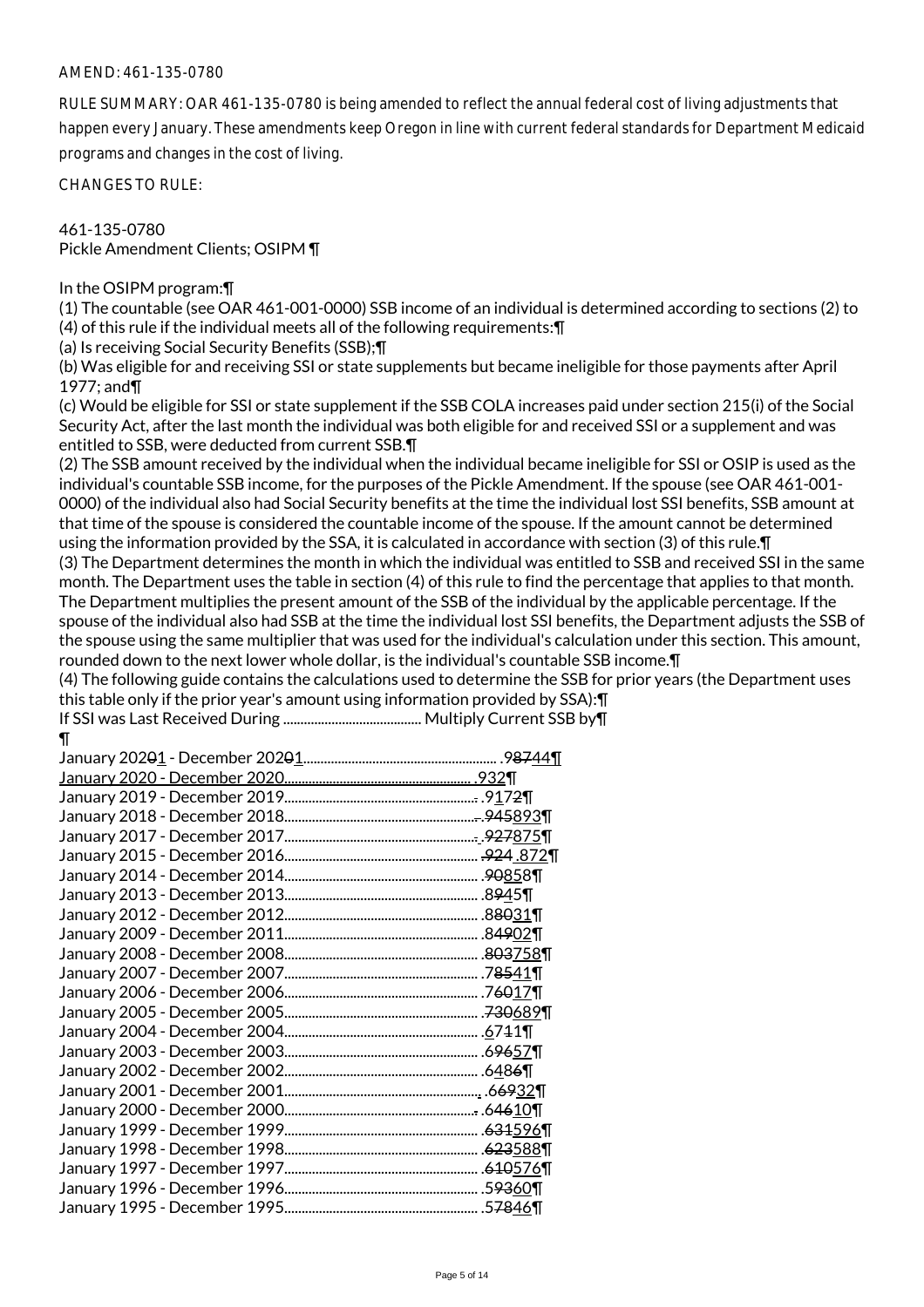AMEND: 461-135-0780

RULE SUMMARY: OAR 461-135-0780 is being amended to reflect the annual federal cost of living adjustments that happen every January. These amendments keep Oregon in line with current federal standards for Department Medicaid programs and changes in the cost of living.

CHANGES TO RULE:

461-135-0780
Pickle Amendment Clients; OSIPM ¶

In the OSIPM program:¶
(1) The countable (see OAR 461-001-0000) SSB income of an individual is determined according to sections (2) to (4) of this rule if the individual meets all of the following requirements:¶
(a) Is receiving Social Security Benefits (SSB);¶
(b) Was eligible for and receiving SSI or state supplements but became ineligible for those payments after April 1977; and¶
(c) Would be eligible for SSI or state supplement if the SSB COLA increases paid under section 215(i) of the Social Security Act, after the last month the individual was both eligible for and received SSI or a supplement and was entitled to SSB, were deducted from current SSB.¶
(2) The SSB amount received by the individual when the individual became ineligible for SSI or OSIP is used as the individual's countable SSB income, for the purposes of the Pickle Amendment. If the spouse (see OAR 461-001-0000) of the individual also had Social Security benefits at the time the individual lost SSI benefits, SSB amount at that time of the spouse is considered the countable income of the spouse. If the amount cannot be determined using the information provided by the SSA, it is calculated in accordance with section (3) of this rule.¶
(3) The Department determines the month in which the individual was entitled to SSB and received SSI in the same month. The Department uses the table in section (4) of this rule to find the percentage that applies to that month. The Department multiplies the present amount of the SSB of the individual by the applicable percentage. If the spouse of the individual also had SSB at the time the individual lost SSI benefits, the Department adjusts the SSB of the spouse using the same multiplier that was used for the individual's calculation under this section. This amount, rounded down to the next lower whole dollar, is the individual's countable SSB income.¶
(4) The following guide contains the calculations used to determine the SSB for prior years (the Department uses this table only if the prior year's amount using information provided by SSA):¶
If SSI was Last Received During ........................................ Multiply Current SSB by¶
¶
January 202~~0~~1 - December 202~~0~~1 ........................................ .9~~87~~44¶
January 2020 - December 2020 ........................................ .932¶
January 2019 - December 2019 ........................................ .917~~2~~¶
January 2018 - December 2018 ........................................ .~~945~~893¶
January 2017 - December 2017 ........................................ .~~927~~875¶
January 2015 - December 2016 ........................................ ~~.924~~ .872¶
January 2014 - December 2014 ........................................ .~~90~~858¶
January 2013 - December 2013 ........................................ .8~~9~~45¶
January 2012 - December 2012 ........................................ .8~~80~~31¶
January 2009 - December 2011 ........................................ .8~~49~~02¶
January 2008 - December 2008 ........................................ .~~803~~758¶
January 2007 - December 2007 ........................................ .7~~85~~41¶
January 2006 - December 2006 ........................................ .7~~60~~17¶
January 2005 - December 2005 ........................................ .~~730~~689¶
January 2004 - December 2004 ........................................ .671~~1~~¶
January 2003 - December 2003 ........................................ .6~~96~~57¶
January 2002 - December 2002 ........................................ .648~~6~~¶
January 2001 - December 2001 ........................................ .6~~69~~32¶
January 2000 - December 2000 ........................................ .6~~46~~10¶
January 1999 - December 1999 ........................................ .~~631~~596¶
January 1998 - December 1998 ........................................ .~~623~~588¶
January 1997 - December 1997 ........................................ .~~610~~576¶
January 1996 - December 1996 ........................................ .5~~93~~60¶
January 1995 - December 1995 ........................................ .5~~78~~46¶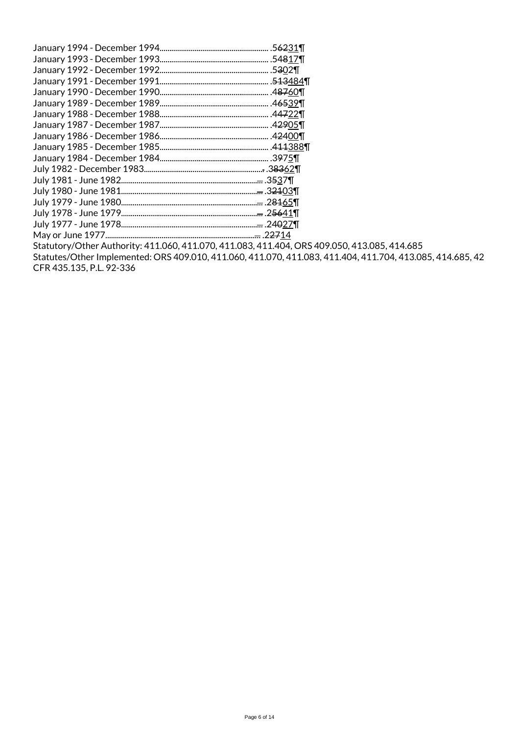January 1994 - December 1994........................................................ .5~~62~~<u>31</u>¶
January 1993 - December 1993........................................................ .5~~48~~<u>17</u>¶
January 1992 - December 1992........................................................ .5~~3~~<u>02</u>¶
January 1991 - December 1991........................................................ .~~513~~<u>484</u>¶
January 1990 - December 1990........................................................ .4~~87~~<u>60</u>¶
January 1989 - December 1989........................................................ .4~~65~~<u>39</u>¶
January 1988 - December 1988........................................................ .4~~47~~<u>22</u>¶
January 1987 - December 1987........................................................ .4~~29~~<u>05</u>¶
January 1986 - December 1986........................................................ .4~~24~~<u>00</u>¶
January 1985 - December 1985........................................................ .~~411~~<u>388</u>¶
January 1984 - December 1984........................................................ .3~~9~~7<u>5</u>¶
July 1982 - December 1983............................................................~~.~~ .3~~83~~<u>62</u>¶
July 1981 - June 1982.......................................................................~~...~~ .3~~5~~3<u>7</u>¶
July 1980 - June 1981.......................................................................~~...~~ .3~~21~~<u>03</u>¶
July 1979 - June 1980.......................................................................~~...~~ .2~~81~~<u>65</u>¶
July 1978 - June 1979.......................................................................~~...~~ .2~~56~~<u>41</u>¶
July 1977 - June 1978.......................................................................~~...~~ .2~~40~~<u>27</u>¶
May or June 1977..............................................................................~~...~~ .2~~27~~<u>14</u>

Statutory/Other Authority: 411.060, 411.070, 411.083, 411.404, ORS 409.050, 413.085, 414.685
Statutes/Other Implemented: ORS 409.010, 411.060, 411.070, 411.083, 411.404, 411.704, 413.085, 414.685, 42 CFR 435.135, P.L. 92-336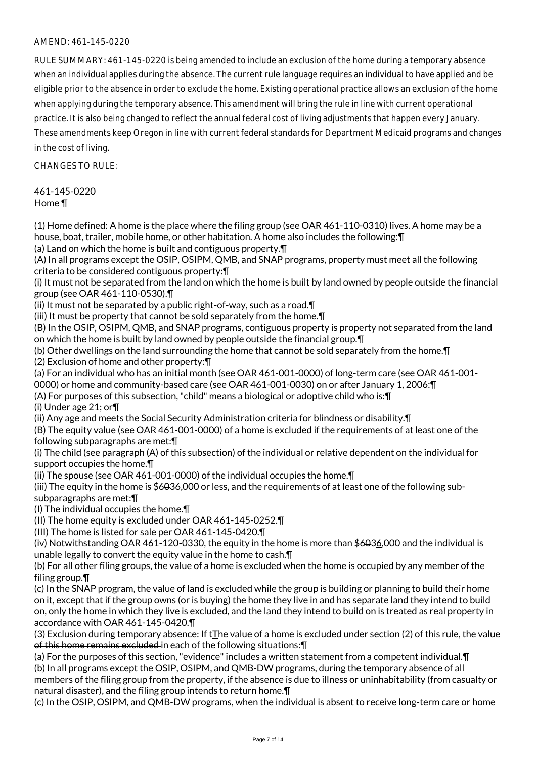AMEND: 461-145-0220

RULE SUMMARY: 461-145-0220 is being amended to include an exclusion of the home during a temporary absence when an individual applies during the absence. The current rule language requires an individual to have applied and be eligible prior to the absence in order to exclude the home. Existing operational practice allows an exclusion of the home when applying during the temporary absence. This amendment will bring the rule in line with current operational practice. It is also being changed to reflect the annual federal cost of living adjustments that happen every January. These amendments keep Oregon in line with current federal standards for Department Medicaid programs and changes in the cost of living.

CHANGES TO RULE:

461-145-0220
Home ¶

(1) Home defined: A home is the place where the filing group (see OAR 461-110-0310) lives. A home may be a house, boat, trailer, mobile home, or other habitation. A home also includes the following:¶
(a) Land on which the home is built and contiguous property.¶
(A) In all programs except the OSIP, OSIPM, QMB, and SNAP programs, property must meet all the following criteria to be considered contiguous property:¶
(i) It must not be separated from the land on which the home is built by land owned by people outside the financial group (see OAR 461-110-0530).¶
(ii) It must not be separated by a public right-of-way, such as a road.¶
(iii) It must be property that cannot be sold separately from the home.¶
(B) In the OSIP, OSIPM, QMB, and SNAP programs, contiguous property is property not separated from the land on which the home is built by land owned by people outside the financial group.¶
(b) Other dwellings on the land surrounding the home that cannot be sold separately from the home.¶
(2) Exclusion of home and other property:¶
(a) For an individual who has an initial month (see OAR 461-001-0000) of long-term care (see OAR 461-001-0000) or home and community-based care (see OAR 461-001-0030) on or after January 1, 2006:¶
(A) For purposes of this subsection, "child" means a biological or adoptive child who is:¶
(i) Under age 21; or¶
(ii) Any age and meets the Social Security Administration criteria for blindness or disability.¶
(B) The equity value (see OAR 461-001-0000) of a home is excluded if the requirements of at least one of the following subparagraphs are met:¶
(i) The child (see paragraph (A) of this subsection) of the individual or relative dependent on the individual for support occupies the home.¶
(ii) The spouse (see OAR 461-001-0000) of the individual occupies the home.¶
(iii) The equity in the home is $~~603~~636,000 or less, and the requirements of at least one of the following sub-subparagraphs are met:¶
(I) The individual occupies the home.¶
(II) The home equity is excluded under OAR 461-145-0252.¶
(III) The home is listed for sale per OAR 461-145-0420.¶
(iv) Notwithstanding OAR 461-120-0330, the equity in the home is more than $~~603~~636,000 and the individual is unable legally to convert the equity value in the home to cash.¶
(b) For all other filing groups, the value of a home is excluded when the home is occupied by any member of the filing group.¶
(c) In the SNAP program, the value of land is excluded while the group is building or planning to build their home on it, except that if the group owns (or is buying) the home they live in and has separate land they intend to build on, only the home in which they live is excluded, and the land they intend to build on is treated as real property in accordance with OAR 461-145-0420.¶
(3) Exclusion during temporary absence: ~~If t~~The value of a home is excluded ~~under section (2) of this rule, the value of this home remains excluded~~ in each of the following situations:¶
(a) For the purposes of this section, "evidence" includes a written statement from a competent individual.¶
(b) In all programs except the OSIP, OSIPM, and QMB-DW programs, during the temporary absence of all members of the filing group from the property, if the absence is due to illness or uninhabitability (from casualty or natural disaster), and the filing group intends to return home.¶
(c) In the OSIP, OSIPM, and QMB-DW programs, when the individual is ~~absent to receive long-term care or home~~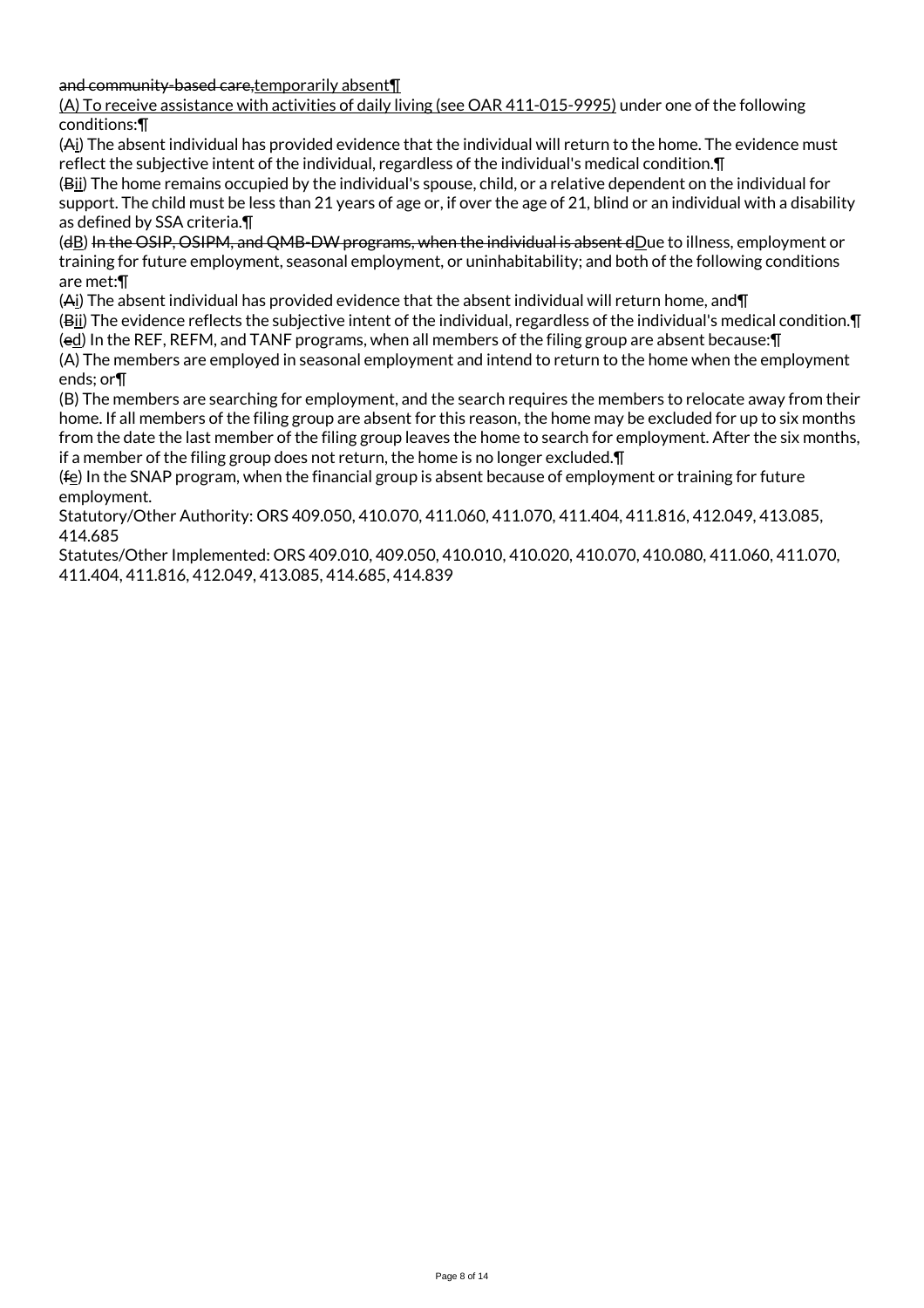~~and community-based care,~~temporarily absent¶

(A) To receive assistance with activities of daily living (see OAR 411-015-9995) under one of the following conditions:¶

(~~A~~i) The absent individual has provided evidence that the individual will return to the home. The evidence must reflect the subjective intent of the individual, regardless of the individual's medical condition.¶

(~~B~~ii) The home remains occupied by the individual's spouse, child, or a relative dependent on the individual for support. The child must be less than 21 years of age or, if over the age of 21, blind or an individual with a disability as defined by SSA criteria.¶

(~~d~~B) ~~In the OSIP, OSIPM, and QMB-DW programs, when the individual is absent d~~Due to illness, employment or training for future employment, seasonal employment, or uninhabitability; and both of the following conditions are met:¶

(~~A~~i) The absent individual has provided evidence that the absent individual will return home, and¶

(~~B~~ii) The evidence reflects the subjective intent of the individual, regardless of the individual's medical condition.¶

(~~e~~d) In the REF, REFM, and TANF programs, when all members of the filing group are absent because:¶

(A) The members are employed in seasonal employment and intend to return to the home when the employment ends; or¶

(B) The members are searching for employment, and the search requires the members to relocate away from their home. If all members of the filing group are absent for this reason, the home may be excluded for up to six months from the date the last member of the filing group leaves the home to search for employment. After the six months, if a member of the filing group does not return, the home is no longer excluded.¶

(~~f~~e) In the SNAP program, when the financial group is absent because of employment or training for future employment.

Statutory/Other Authority: ORS 409.050, 410.070, 411.060, 411.070, 411.404, 411.816, 412.049, 413.085, 414.685

Statutes/Other Implemented: ORS 409.010, 409.050, 410.010, 410.020, 410.070, 410.080, 411.060, 411.070, 411.404, 411.816, 412.049, 413.085, 414.685, 414.839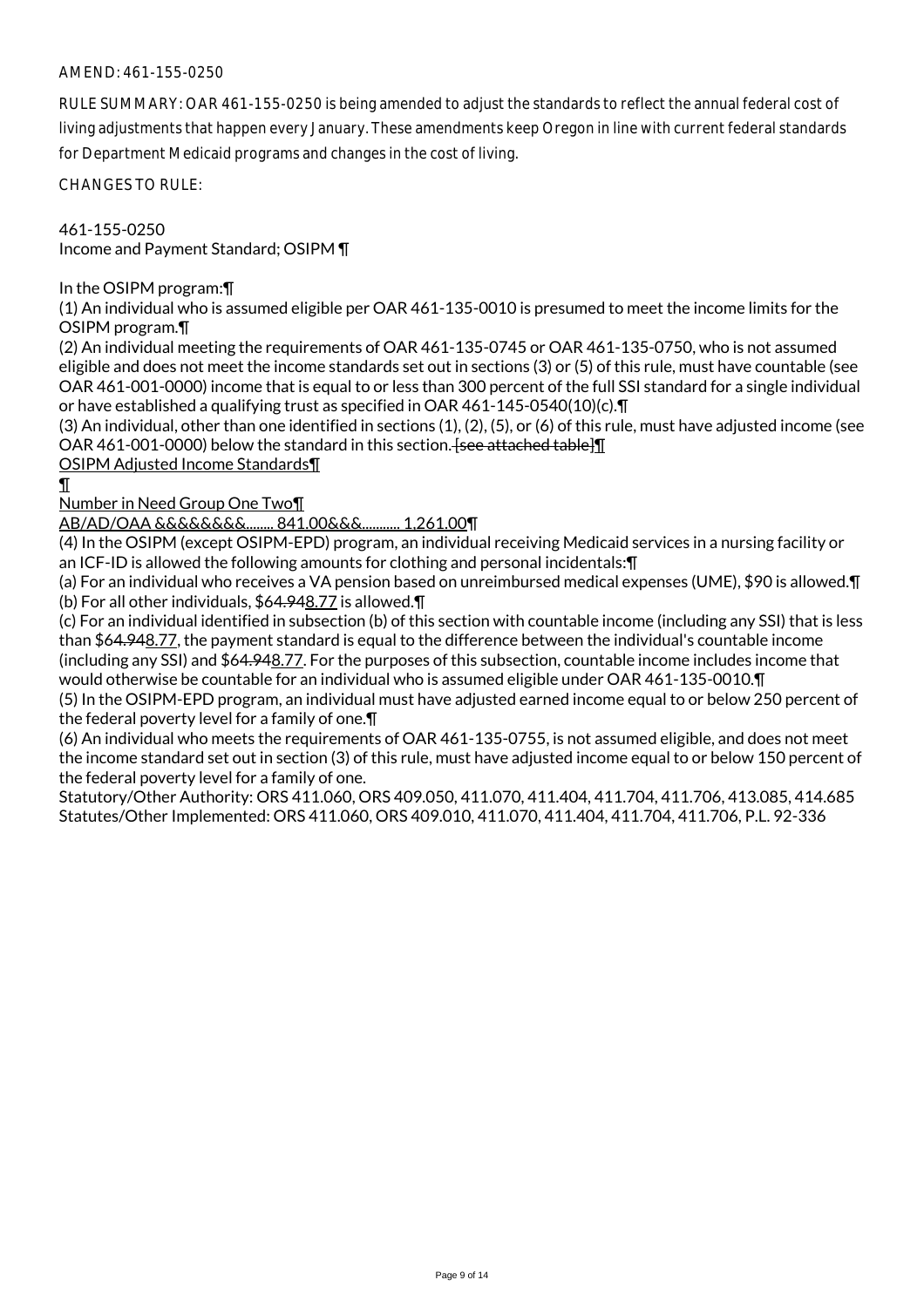AMEND: 461-155-0250

RULE SUMMARY: OAR 461-155-0250 is being amended to adjust the standards to reflect the annual federal cost of living adjustments that happen every January. These amendments keep Oregon in line with current federal standards for Department Medicaid programs and changes in the cost of living.

CHANGES TO RULE:

461-155-0250
Income and Payment Standard; OSIPM ¶

In the OSIPM program:¶
(1) An individual who is assumed eligible per OAR 461-135-0010 is presumed to meet the income limits for the OSIPM program.¶
(2) An individual meeting the requirements of OAR 461-135-0745 or OAR 461-135-0750, who is not assumed eligible and does not meet the income standards set out in sections (3) or (5) of this rule, must have countable (see OAR 461-001-0000) income that is equal to or less than 300 percent of the full SSI standard for a single individual or have established a qualifying trust as specified in OAR 461-145-0540(10)(c).¶
(3) An individual, other than one identified in sections (1), (2), (5), or (6) of this rule, must have adjusted income (see OAR 461-001-0000) below the standard in this section. ~~[see attached table]~~¶
OSIPM Adjusted Income Standards¶
¶
Number in Need Group One Two¶
AB/AD/OAA &&&&&&&&........ 841.00&&&........... 1,261.00¶
(4) In the OSIPM (except OSIPM-EPD) program, an individual receiving Medicaid services in a nursing facility or an ICF-ID is allowed the following amounts for clothing and personal incidentals:¶
(a) For an individual who receives a VA pension based on unreimbursed medical expenses (UME), $90 is allowed.¶
(b) For all other individuals, $6~~4.94~~8.77 is allowed.¶
(c) For an individual identified in subsection (b) of this section with countable income (including any SSI) that is less than $6~~4.94~~8.77, the payment standard is equal to the difference between the individual's countable income (including any SSI) and $6~~4.94~~8.77. For the purposes of this subsection, countable income includes income that would otherwise be countable for an individual who is assumed eligible under OAR 461-135-0010.¶
(5) In the OSIPM-EPD program, an individual must have adjusted earned income equal to or below 250 percent of the federal poverty level for a family of one.¶
(6) An individual who meets the requirements of OAR 461-135-0755, is not assumed eligible, and does not meet the income standard set out in section (3) of this rule, must have adjusted income equal to or below 150 percent of the federal poverty level for a family of one.
Statutory/Other Authority: ORS 411.060, ORS 409.050, 411.070, 411.404, 411.704, 411.706, 413.085, 414.685
Statutes/Other Implemented: ORS 411.060, ORS 409.010, 411.070, 411.404, 411.704, 411.706, P.L. 92-336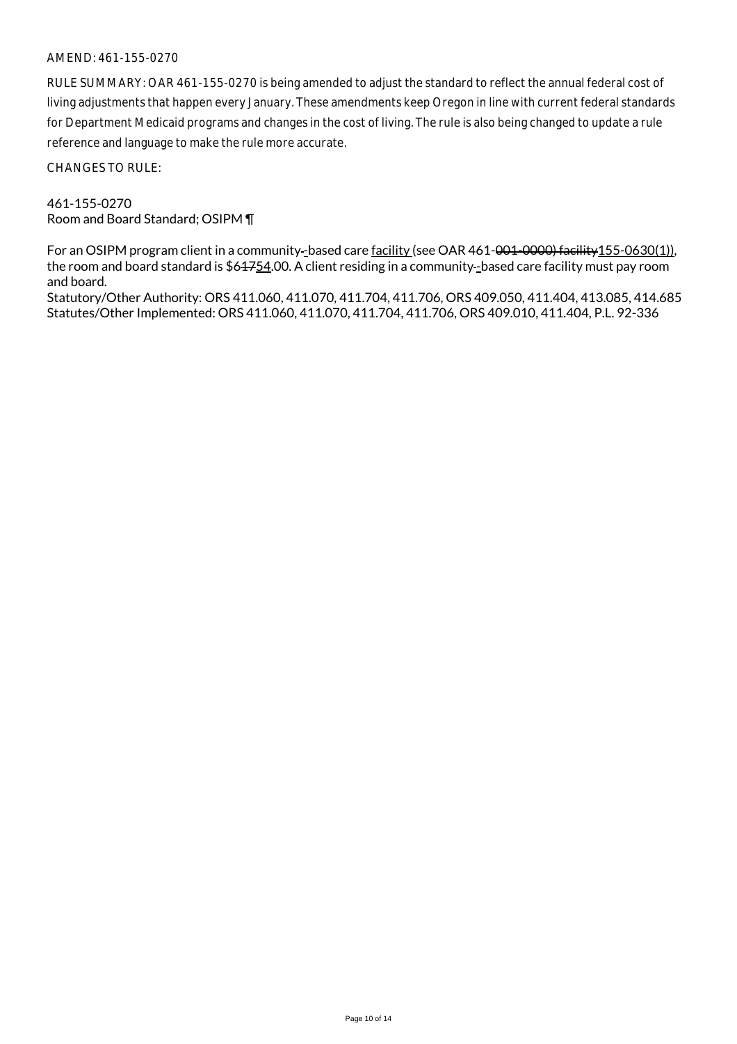AMEND: 461-155-0270

RULE SUMMARY: OAR 461-155-0270 is being amended to adjust the standard to reflect the annual federal cost of living adjustments that happen every January. These amendments keep Oregon in line with current federal standards for Department Medicaid programs and changes in the cost of living. The rule is also being changed to update a rule reference and language to make the rule more accurate.

CHANGES TO RULE:

461-155-0270
Room and Board Standard; OSIPM ¶

For an OSIPM program client in a community--based care facility (see OAR 461-~~001-0000) facility~~155-0630(1)), the room and board standard is $6~~17~~54.00. A client residing in a community--based care facility must pay room and board.
Statutory/Other Authority: ORS 411.060, 411.070, 411.704, 411.706, ORS 409.050, 411.404, 413.085, 414.685
Statutes/Other Implemented: ORS 411.060, 411.070, 411.704, 411.706, ORS 409.010, 411.404, P.L. 92-336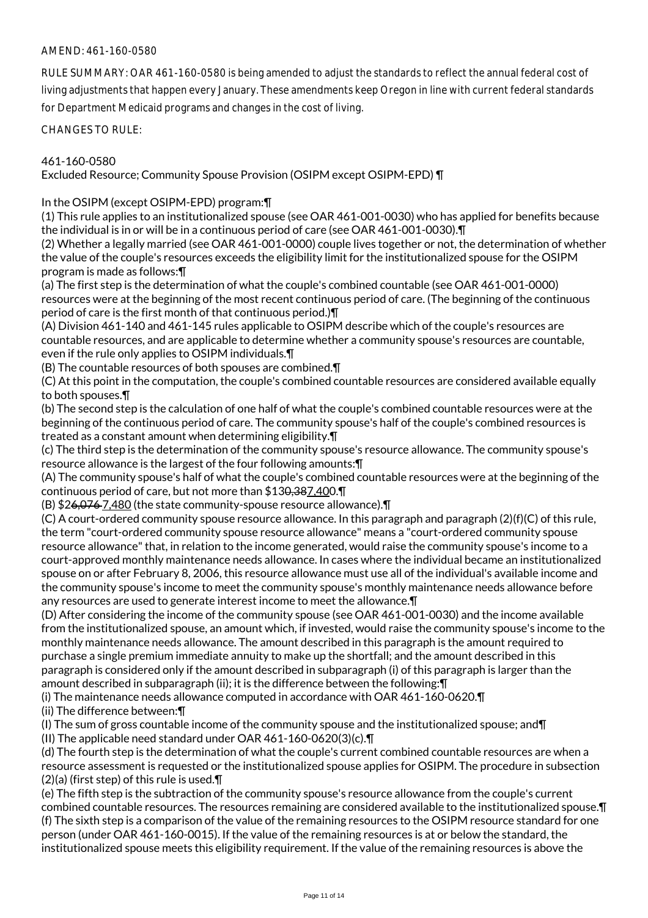AMEND: 461-160-0580

RULE SUMMARY: OAR 461-160-0580 is being amended to adjust the standards to reflect the annual federal cost of living adjustments that happen every January. These amendments keep Oregon in line with current federal standards for Department Medicaid programs and changes in the cost of living.

CHANGES TO RULE:

461-160-0580
Excluded Resource; Community Spouse Provision (OSIPM except OSIPM-EPD) ¶

In the OSIPM (except OSIPM-EPD) program:¶
(1) This rule applies to an institutionalized spouse (see OAR 461-001-0030) who has applied for benefits because the individual is in or will be in a continuous period of care (see OAR 461-001-0030).¶
(2) Whether a legally married (see OAR 461-001-0000) couple lives together or not, the determination of whether the value of the couple's resources exceeds the eligibility limit for the institutionalized spouse for the OSIPM program is made as follows:¶
(a) The first step is the determination of what the couple's combined countable (see OAR 461-001-0000) resources were at the beginning of the most recent continuous period of care. (The beginning of the continuous period of care is the first month of that continuous period.)¶
(A) Division 461-140 and 461-145 rules applicable to OSIPM describe which of the couple's resources are countable resources, and are applicable to determine whether a community spouse's resources are countable, even if the rule only applies to OSIPM individuals.¶
(B) The countable resources of both spouses are combined.¶
(C) At this point in the computation, the couple's combined countable resources are considered available equally to both spouses.¶
(b) The second step is the calculation of one half of what the couple's combined countable resources were at the beginning of the continuous period of care. The community spouse's half of the couple's combined resources is treated as a constant amount when determining eligibility.¶
(c) The third step is the determination of the community spouse's resource allowance. The community spouse's resource allowance is the largest of the four following amounts:¶
(A) The community spouse's half of what the couple's combined countable resources were at the beginning of the continuous period of care, but not more than $13~~0,38~~7,400.¶
(B) $2~~6,076~~ 7,480 (the state community-spouse resource allowance).¶
(C) A court-ordered community spouse resource allowance. In this paragraph and paragraph (2)(f)(C) of this rule, the term "court-ordered community spouse resource allowance" means a "court-ordered community spouse resource allowance" that, in relation to the income generated, would raise the community spouse's income to a court-approved monthly maintenance needs allowance. In cases where the individual became an institutionalized spouse on or after February 8, 2006, this resource allowance must use all of the individual's available income and the community spouse's income to meet the community spouse's monthly maintenance needs allowance before any resources are used to generate interest income to meet the allowance.¶
(D) After considering the income of the community spouse (see OAR 461-001-0030) and the income available from the institutionalized spouse, an amount which, if invested, would raise the community spouse's income to the monthly maintenance needs allowance. The amount described in this paragraph is the amount required to purchase a single premium immediate annuity to make up the shortfall; and the amount described in this paragraph is considered only if the amount described in subparagraph (i) of this paragraph is larger than the amount described in subparagraph (ii); it is the difference between the following:¶
(i) The maintenance needs allowance computed in accordance with OAR 461-160-0620.¶
(ii) The difference between:¶
(I) The sum of gross countable income of the community spouse and the institutionalized spouse; and¶
(II) The applicable need standard under OAR 461-160-0620(3)(c).¶
(d) The fourth step is the determination of what the couple's current combined countable resources are when a resource assessment is requested or the institutionalized spouse applies for OSIPM. The procedure in subsection (2)(a) (first step) of this rule is used.¶
(e) The fifth step is the subtraction of the community spouse's resource allowance from the couple's current combined countable resources. The resources remaining are considered available to the institutionalized spouse.¶
(f) The sixth step is a comparison of the value of the remaining resources to the OSIPM resource standard for one person (under OAR 461-160-0015). If the value of the remaining resources is at or below the standard, the institutionalized spouse meets this eligibility requirement. If the value of the remaining resources is above the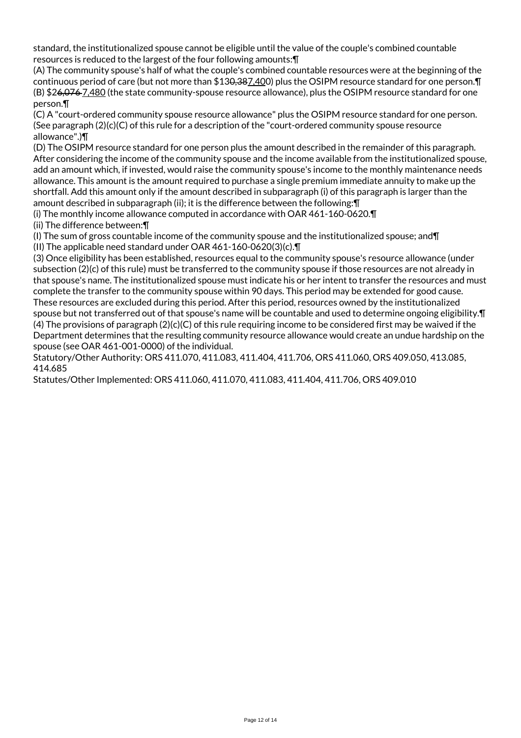standard, the institutionalized spouse cannot be eligible until the value of the couple's combined countable resources is reduced to the largest of the four following amounts:¶

(A) The community spouse's half of what the couple's combined countable resources were at the beginning of the continuous period of care (but not more than $13~~0,38~~7,400) plus the OSIPM resource standard for one person.¶

(B) $2~~6,076~~ 7,480 (the state community-spouse resource allowance), plus the OSIPM resource standard for one person.¶

(C) A "court-ordered community spouse resource allowance" plus the OSIPM resource standard for one person. (See paragraph (2)(c)(C) of this rule for a description of the "court-ordered community spouse resource allowance".)¶

(D) The OSIPM resource standard for one person plus the amount described in the remainder of this paragraph. After considering the income of the community spouse and the income available from the institutionalized spouse, add an amount which, if invested, would raise the community spouse's income to the monthly maintenance needs allowance. This amount is the amount required to purchase a single premium immediate annuity to make up the shortfall. Add this amount only if the amount described in subparagraph (i) of this paragraph is larger than the amount described in subparagraph (ii); it is the difference between the following:¶

(i) The monthly income allowance computed in accordance with OAR 461-160-0620.¶

(ii) The difference between:¶

(I) The sum of gross countable income of the community spouse and the institutionalized spouse; and¶

(II) The applicable need standard under OAR 461-160-0620(3)(c).¶

(3) Once eligibility has been established, resources equal to the community spouse's resource allowance (under subsection (2)(c) of this rule) must be transferred to the community spouse if those resources are not already in that spouse's name. The institutionalized spouse must indicate his or her intent to transfer the resources and must complete the transfer to the community spouse within 90 days. This period may be extended for good cause. These resources are excluded during this period. After this period, resources owned by the institutionalized spouse but not transferred out of that spouse's name will be countable and used to determine ongoing eligibility.¶

(4) The provisions of paragraph (2)(c)(C) of this rule requiring income to be considered first may be waived if the Department determines that the resulting community resource allowance would create an undue hardship on the spouse (see OAR 461-001-0000) of the individual.

Statutory/Other Authority: ORS 411.070, 411.083, 411.404, 411.706, ORS 411.060, ORS 409.050, 413.085, 414.685

Statutes/Other Implemented: ORS 411.060, 411.070, 411.083, 411.404, 411.706, ORS 409.010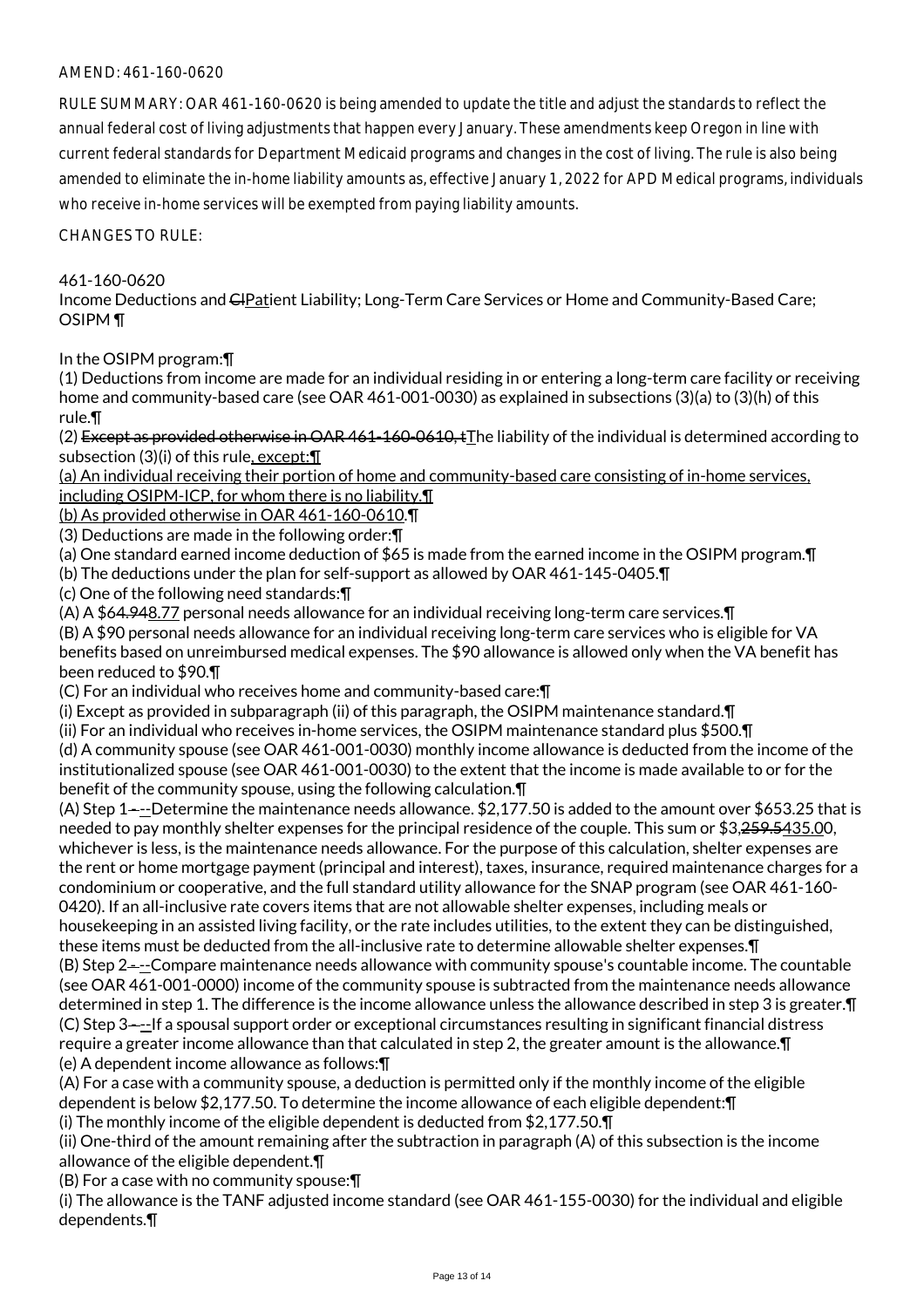AMEND: 461-160-0620

RULE SUMMARY: OAR 461-160-0620 is being amended to update the title and adjust the standards to reflect the annual federal cost of living adjustments that happen every January. These amendments keep Oregon in line with current federal standards for Department Medicaid programs and changes in the cost of living. The rule is also being amended to eliminate the in-home liability amounts as, effective January 1, 2022 for APD Medical programs, individuals who receive in-home services will be exempted from paying liability amounts.

CHANGES TO RULE:

461-160-0620
Income Deductions and ~~Cl~~Patient Liability; Long-Term Care Services or Home and Community-Based Care; OSIPM ¶

In the OSIPM program:¶
(1) Deductions from income are made for an individual residing in or entering a long-term care facility or receiving home and community-based care (see OAR 461-001-0030) as explained in subsections (3)(a) to (3)(h) of this rule.¶
(2) ~~Except as provided otherwise in OAR 461-160-0610, t~~The liability of the individual is determined according to subsection (3)(i) of this rule, except:¶
(a) An individual receiving their portion of home and community-based care consisting of in-home services, including OSIPM-ICP, for whom there is no liability.¶
(b) As provided otherwise in OAR 461-160-0610.¶
(3) Deductions are made in the following order:¶
(a) One standard earned income deduction of $65 is made from the earned income in the OSIPM program.¶
(b) The deductions under the plan for self-support as allowed by OAR 461-145-0405.¶
(c) One of the following need standards:¶
(A) A $6~~4.94~~8.77 personal needs allowance for an individual receiving long-term care services.¶
(B) A $90 personal needs allowance for an individual receiving long-term care services who is eligible for VA benefits based on unreimbursed medical expenses. The $90 allowance is allowed only when the VA benefit has been reduced to $90.¶
(C) For an individual who receives home and community-based care:¶
(i) Except as provided in subparagraph (ii) of this paragraph, the OSIPM maintenance standard.¶
(ii) For an individual who receives in-home services, the OSIPM maintenance standard plus $500.¶
(d) A community spouse (see OAR 461-001-0030) monthly income allowance is deducted from the income of the institutionalized spouse (see OAR 461-001-0030) to the extent that the income is made available to or for the benefit of the community spouse, using the following calculation.¶
(A) Step 1~~-~~---Determine the maintenance needs allowance. $2,177.50 is added to the amount over $653.25 that is needed to pay monthly shelter expenses for the principal residence of the couple. This sum or $3,~~259.5~~435.00, whichever is less, is the maintenance needs allowance. For the purpose of this calculation, shelter expenses are the rent or home mortgage payment (principal and interest), taxes, insurance, required maintenance charges for a condominium or cooperative, and the full standard utility allowance for the SNAP program (see OAR 461-160-0420). If an all-inclusive rate covers items that are not allowable shelter expenses, including meals or housekeeping in an assisted living facility, or the rate includes utilities, to the extent they can be distinguished, these items must be deducted from the all-inclusive rate to determine allowable shelter expenses.¶
(B) Step 2~~-~~---Compare maintenance needs allowance with community spouse's countable income. The countable (see OAR 461-001-0000) income of the community spouse is subtracted from the maintenance needs allowance determined in step 1. The difference is the income allowance unless the allowance described in step 3 is greater.¶
(C) Step 3~~-~~---If a spousal support order or exceptional circumstances resulting in significant financial distress require a greater income allowance than that calculated in step 2, the greater amount is the allowance.¶
(e) A dependent income allowance as follows:¶
(A) For a case with a community spouse, a deduction is permitted only if the monthly income of the eligible dependent is below $2,177.50. To determine the income allowance of each eligible dependent:¶
(i) The monthly income of the eligible dependent is deducted from $2,177.50.¶
(ii) One-third of the amount remaining after the subtraction in paragraph (A) of this subsection is the income allowance of the eligible dependent.¶
(B) For a case with no community spouse:¶
(i) The allowance is the TANF adjusted income standard (see OAR 461-155-0030) for the individual and eligible dependents.¶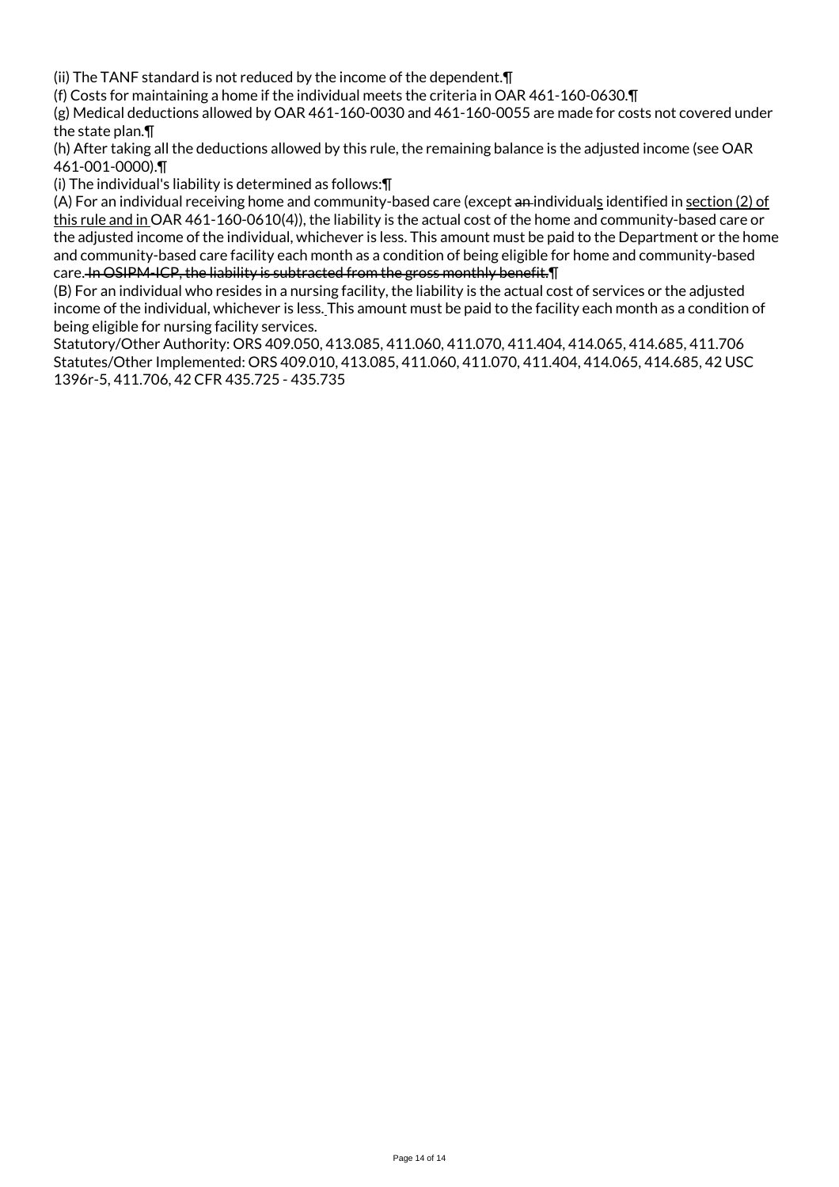(ii) The TANF standard is not reduced by the income of the dependent.¶

(f) Costs for maintaining a home if the individual meets the criteria in OAR 461-160-0630.¶

(g) Medical deductions allowed by OAR 461-160-0030 and 461-160-0055 are made for costs not covered under the state plan.¶

(h) After taking all the deductions allowed by this rule, the remaining balance is the adjusted income (see OAR 461-001-0000).¶

(i) The individual's liability is determined as follows:¶

(A) For an individual receiving home and community-based care (except ~~an~~ individuals identified in section (2) of this rule and in OAR 461-160-0610(4)), the liability is the actual cost of the home and community-based care or the adjusted income of the individual, whichever is less. This amount must be paid to the Department or the home and community-based care facility each month as a condition of being eligible for home and community-based care. ~~In OSIPM-ICP, the liability is subtracted from the gross monthly benefit.~~¶

(B) For an individual who resides in a nursing facility, the liability is the actual cost of services or the adjusted income of the individual, whichever is less. This amount must be paid to the facility each month as a condition of being eligible for nursing facility services.

Statutory/Other Authority: ORS 409.050, 413.085, 411.060, 411.070, 411.404, 414.065, 414.685, 411.706
Statutes/Other Implemented: ORS 409.010, 413.085, 411.060, 411.070, 411.404, 414.065, 414.685, 42 USC 1396r-5, 411.706, 42 CFR 435.725 - 435.735